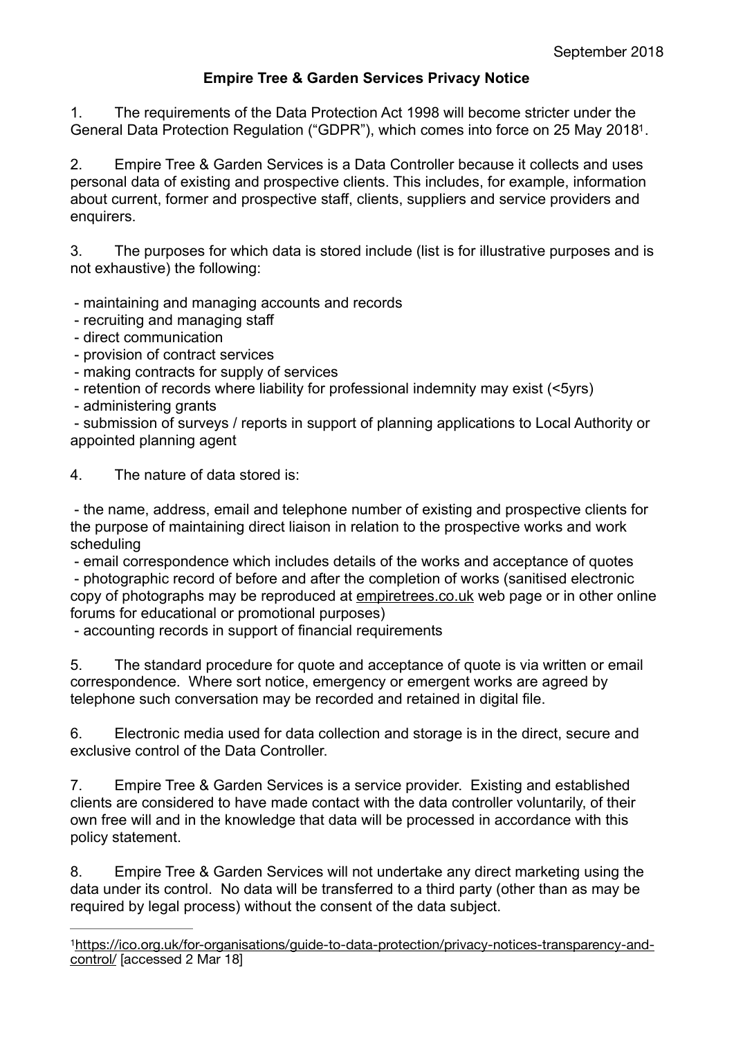September 2018

**Empire Tree & Garden Services Privacy Notice**

1. The requirements of the Data Protection Act 1998 will become stricter under the General Data Protection Regulation ("GDPR"), which comes into force on 25 May 2018[1].

2. Empire Tree & Garden Services is a Data Controller because it collects and uses personal data of existing and prospective clients. This includes, for example, information about current, former and prospective staff, clients, suppliers and service providers and enquirers.

3. The purposes for which data is stored include (list is for illustrative purposes and is not exhaustive) the following:

- maintaining and managing accounts and records
- recruiting and managing staff
- direct communication
- provision of contract services
- making contracts for supply of services
- retention of records where liability for professional indemnity may exist (<5yrs)
- administering grants
- submission of surveys / reports in support of planning applications to Local Authority or appointed planning agent

4. The nature of data stored is:

- the name, address, email and telephone number of existing and prospective clients for the purpose of maintaining direct liaison in relation to the prospective works and work scheduling
- email correspondence which includes details of the works and acceptance of quotes
- photographic record of before and after the completion of works (sanitised electronic copy of photographs may be reproduced at empiretrees.co.uk web page or in other online forums for educational or promotional purposes)
- accounting records in support of financial requirements

5. The standard procedure for quote and acceptance of quote is via written or email correspondence. Where sort notice, emergency or emergent works are agreed by telephone such conversation may be recorded and retained in digital file.

6. Electronic media used for data collection and storage is in the direct, secure and exclusive control of the Data Controller.

7. Empire Tree & Garden Services is a service provider. Existing and established clients are considered to have made contact with the data controller voluntarily, of their own free will and in the knowledge that data will be processed in accordance with this policy statement.

8. Empire Tree & Garden Services will not undertake any direct marketing using the data under its control. No data will be transferred to a third party (other than as may be required by legal process) without the consent of the data subject.

---

[1] https://ico.org.uk/for-organisations/guide-to-data-protection/privacy-notices-transparency-and-control/ [accessed 2 Mar 18]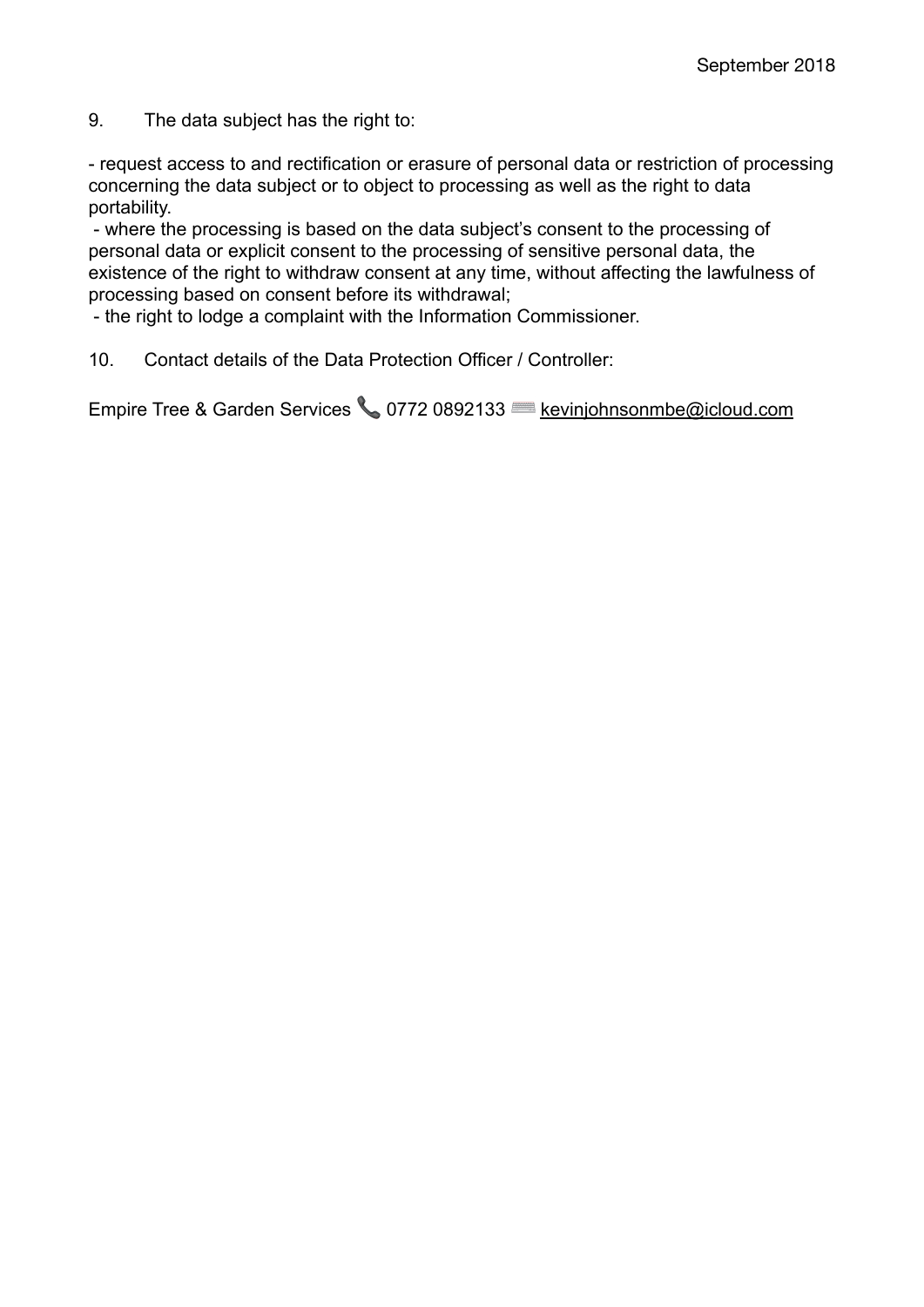9. The data subject has the right to:

- request access to and rectification or erasure of personal data or restriction of processing concerning the data subject or to object to processing as well as the right to data portability.
- where the processing is based on the data subject's consent to the processing of personal data or explicit consent to the processing of sensitive personal data, the existence of the right to withdraw consent at any time, without affecting the lawfulness of processing based on consent before its withdrawal;
- the right to lodge a complaint with the Information Commissioner.

10. Contact details of the Data Protection Officer / Controller:

Empire Tree & Garden Services 📞 0772 0892133 ⌨ kevinjohnsonmbe@icloud.com